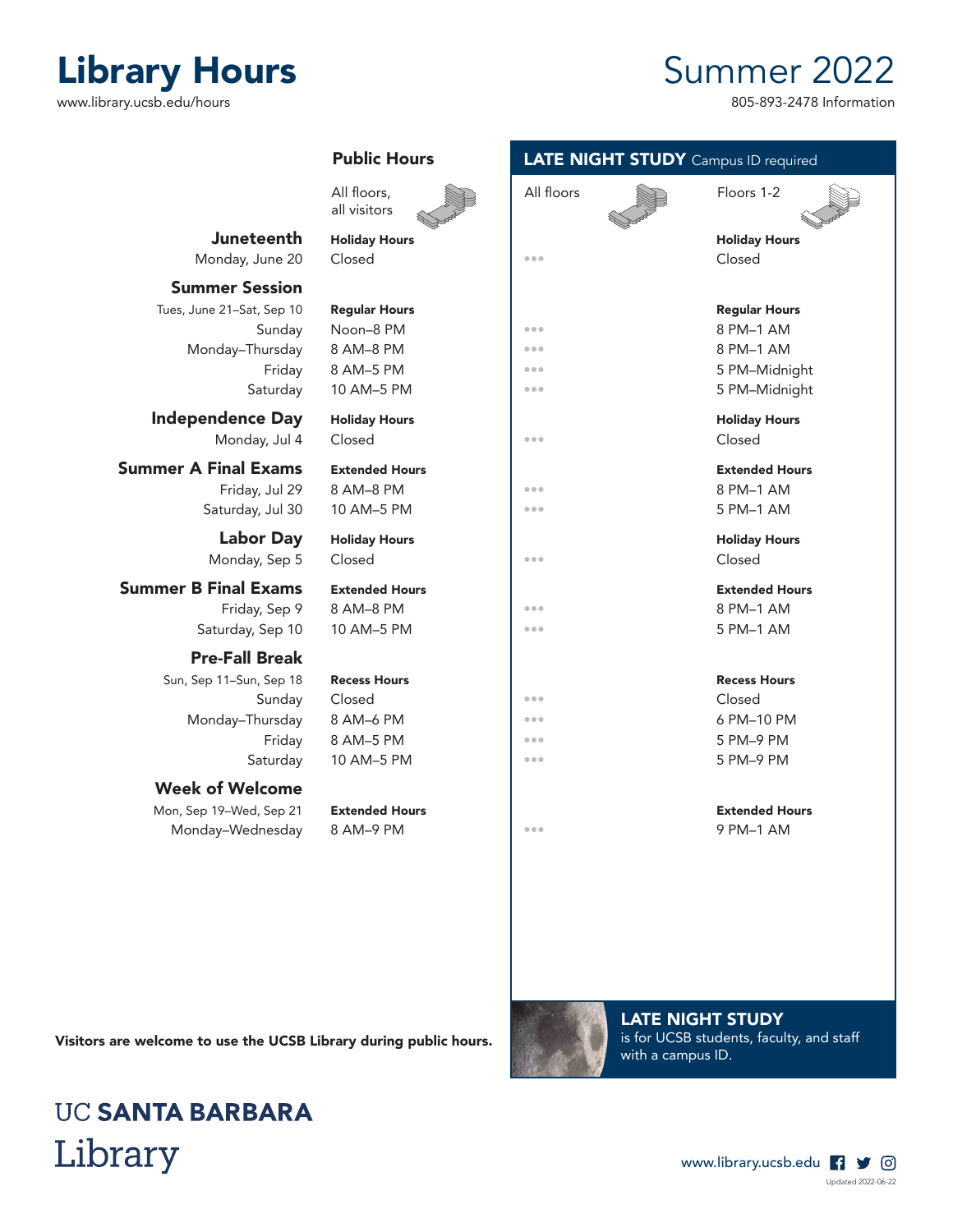# Library Hours

www.library.ucsb.edu/hours

# Summer 2022

805-893-2478 Information

| | Public Hours | LATE NIGHT STUDY Campus ID required | |
|---|---|---|---|
| | All floors, all visitors | All floors | Floors 1-2 |
| **Juneteenth** | **Holiday Hours** | | **Holiday Hours** |
| Monday, June 20 | Closed | ••• | Closed |
| **Summer Session** | | | |
| Tues, June 21–Sat, Sep 10 | **Regular Hours** | | **Regular Hours** |
| Sunday | Noon–8 PM | ••• | 8 PM–1 AM |
| Monday–Thursday | 8 AM–8 PM | ••• | 8 PM–1 AM |
| Friday | 8 AM–5 PM | ••• | 5 PM–Midnight |
| Saturday | 10 AM–5 PM | ••• | 5 PM–Midnight |
| **Independence Day** | **Holiday Hours** | | **Holiday Hours** |
| Monday, Jul 4 | Closed | ••• | Closed |
| **Summer A Final Exams** | **Extended Hours** | | **Extended Hours** |
| Friday, Jul 29 | 8 AM–8 PM | ••• | 8 PM–1 AM |
| Saturday, Jul 30 | 10 AM–5 PM | ••• | 5 PM–1 AM |
| **Labor Day** | **Holiday Hours** | | **Holiday Hours** |
| Monday, Sep 5 | Closed | ••• | Closed |
| **Summer B Final Exams** | **Extended Hours** | | **Extended Hours** |
| Friday, Sep 9 | 8 AM–8 PM | ••• | 8 PM–1 AM |
| Saturday, Sep 10 | 10 AM–5 PM | ••• | 5 PM–1 AM |
| **Pre-Fall Break** | | | |
| Sun, Sep 11–Sun, Sep 18 | **Recess Hours** | | **Recess Hours** |
| Sunday | Closed | ••• | Closed |
| Monday–Thursday | 8 AM–6 PM | ••• | 6 PM–10 PM |
| Friday | 8 AM–5 PM | ••• | 5 PM–9 PM |
| Saturday | 10 AM–5 PM | ••• | 5 PM–9 PM |
| **Week of Welcome** | | | |
| Mon, Sep 19–Wed, Sep 21 | **Extended Hours** | | **Extended Hours** |
| Monday–Wednesday | 8 AM–9 PM | ••• | 9 PM–1 AM |

**Visitors are welcome to use the UCSB Library during public hours.**

**LATE NIGHT STUDY** is for UCSB students, faculty, and staff with a campus ID.

UC **SANTA BARBARA** Library

www.library.ucsb.edu

Updated 2022-06-22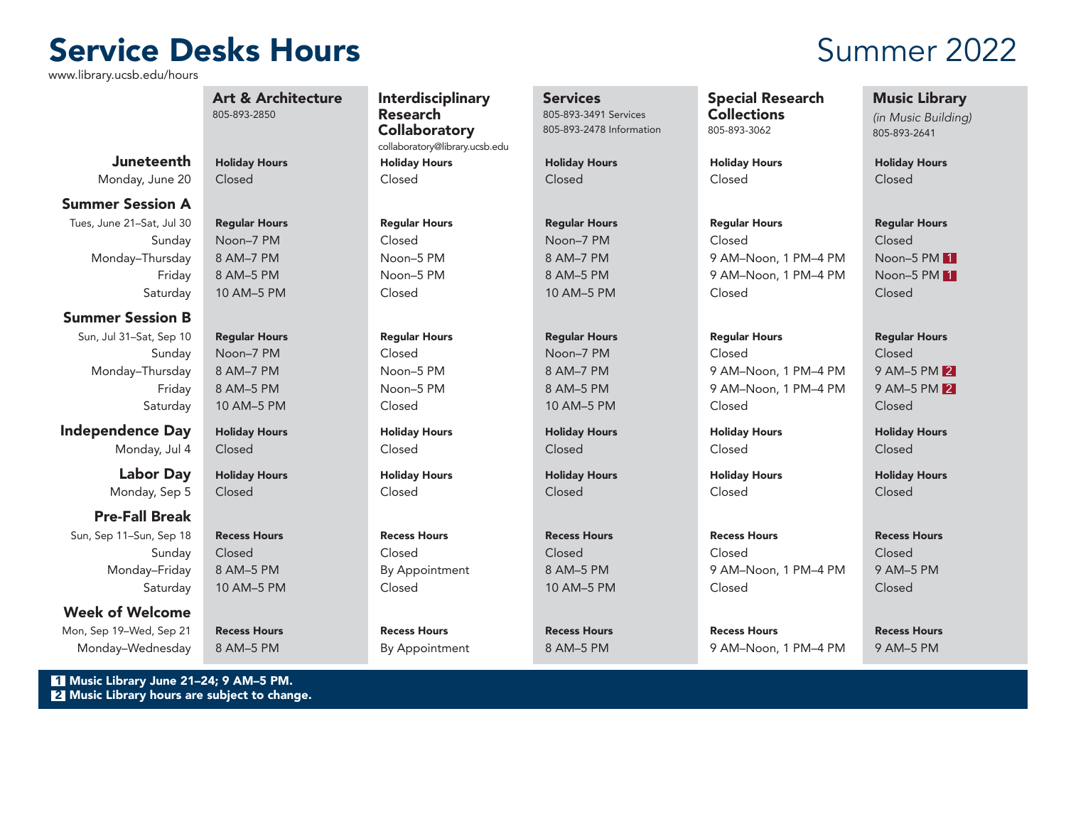# Service Desks Hours

www.library.ucsb.edu/hours

# Summer 2022

| | Art & Architecture 805-893-2850 | Interdisciplinary Research Collaboratory collaboratory@library.ucsb.edu | Services 805-893-3491 Services 805-893-2478 Information | Special Research Collections 805-893-3062 | Music Library *(in Music Building)* 805-893-2641 |
|---|---|---|---|---|---|
| **Juneteenth** Monday, June 20 | **Holiday Hours** Closed | **Holiday Hours** Closed | **Holiday Hours** Closed | **Holiday Hours** Closed | **Holiday Hours** Closed |
| **Summer Session A** Tues, June 21–Sat, Jul 30 | **Regular Hours** | **Regular Hours** | **Regular Hours** | **Regular Hours** | **Regular Hours** |
| Sunday | Noon–7 PM | Closed | Noon–7 PM | Closed | Closed |
| Monday–Thursday | 8 AM–7 PM | Noon–5 PM | 8 AM–7 PM | 9 AM–Noon, 1 PM–4 PM | Noon–5 PM [1] |
| Friday | 8 AM–5 PM | Noon–5 PM | 8 AM–5 PM | 9 AM–Noon, 1 PM–4 PM | Noon–5 PM [1] |
| Saturday | 10 AM–5 PM | Closed | 10 AM–5 PM | Closed | Closed |
| **Summer Session B** Sun, Jul 31–Sat, Sep 10 | **Regular Hours** | **Regular Hours** | **Regular Hours** | **Regular Hours** | **Regular Hours** |
| Sunday | Noon–7 PM | Closed | Noon–7 PM | Closed | Closed |
| Monday–Thursday | 8 AM–7 PM | Noon–5 PM | 8 AM–7 PM | 9 AM–Noon, 1 PM–4 PM | 9 AM–5 PM [2] |
| Friday | 8 AM–5 PM | Noon–5 PM | 8 AM–5 PM | 9 AM–Noon, 1 PM–4 PM | 9 AM–5 PM [2] |
| Saturday | 10 AM–5 PM | Closed | 10 AM–5 PM | Closed | Closed |
| **Independence Day** Monday, Jul 4 | **Holiday Hours** Closed | **Holiday Hours** Closed | **Holiday Hours** Closed | **Holiday Hours** Closed | **Holiday Hours** Closed |
| **Labor Day** Monday, Sep 5 | **Holiday Hours** Closed | **Holiday Hours** Closed | **Holiday Hours** Closed | **Holiday Hours** Closed | **Holiday Hours** Closed |
| **Pre-Fall Break** Sun, Sep 11–Sun, Sep 18 | **Recess Hours** | **Recess Hours** | **Recess Hours** | **Recess Hours** | **Recess Hours** |
| Sunday | Closed | Closed | Closed | Closed | Closed |
| Monday–Friday | 8 AM–5 PM | By Appointment | 8 AM–5 PM | 9 AM–Noon, 1 PM–4 PM | 9 AM–5 PM |
| Saturday | 10 AM–5 PM | Closed | 10 AM–5 PM | Closed | Closed |
| **Week of Welcome** Mon, Sep 19–Wed, Sep 21 | **Recess Hours** | **Recess Hours** | **Recess Hours** | **Recess Hours** | **Recess Hours** |
| Monday–Wednesday | 8 AM–5 PM | By Appointment | 8 AM–5 PM | 9 AM–Noon, 1 PM–4 PM | 9 AM–5 PM |

**[1] Music Library June 21–24; 9 AM–5 PM.**
**[2] Music Library hours are subject to change.**